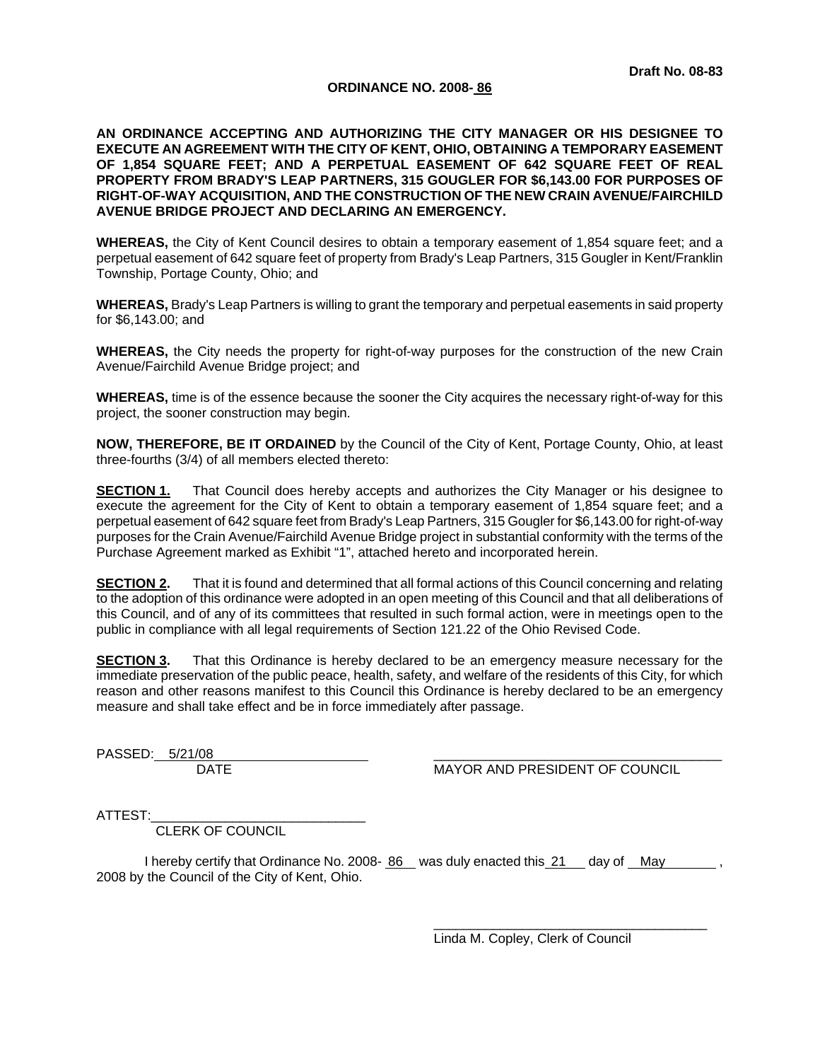Draft No. 08-83

**ORDINANCE NO. 2008- 86**

**AN ORDINANCE ACCEPTING AND AUTHORIZING THE CITY MANAGER OR HIS DESIGNEE TO EXECUTE AN AGREEMENT WITH THE CITY OF KENT, OHIO, OBTAINING A TEMPORARY EASEMENT OF 1,854 SQUARE FEET; AND A PERPETUAL EASEMENT OF 642 SQUARE FEET OF REAL PROPERTY FROM BRADY'S LEAP PARTNERS, 315 GOUGLER FOR $6,143.00 FOR PURPOSES OF RIGHT-OF-WAY ACQUISITION, AND THE CONSTRUCTION OF THE NEW CRAIN AVENUE/FAIRCHILD AVENUE BRIDGE PROJECT AND DECLARING AN EMERGENCY.**

**WHEREAS,** the City of Kent Council desires to obtain a temporary easement of 1,854 square feet; and a perpetual easement of 642 square feet of property from Brady's Leap Partners, 315 Gougler in Kent/Franklin Township, Portage County, Ohio; and

**WHEREAS,** Brady's Leap Partners is willing to grant the temporary and perpetual easements in said property for $6,143.00; and

**WHEREAS,** the City needs the property for right-of-way purposes for the construction of the new Crain Avenue/Fairchild Avenue Bridge project; and

**WHEREAS,** time is of the essence because the sooner the City acquires the necessary right-of-way for this project, the sooner construction may begin.

**NOW, THEREFORE, BE IT ORDAINED** by the Council of the City of Kent, Portage County, Ohio, at least three-fourths (3/4) of all members elected thereto:

**SECTION 1.** That Council does hereby accepts and authorizes the City Manager or his designee to execute the agreement for the City of Kent to obtain a temporary easement of 1,854 square feet; and a perpetual easement of 642 square feet from Brady's Leap Partners, 315 Gougler for $6,143.00 for right-of-way purposes for the Crain Avenue/Fairchild Avenue Bridge project in substantial conformity with the terms of the Purchase Agreement marked as Exhibit "1", attached hereto and incorporated herein.

**SECTION 2.** That it is found and determined that all formal actions of this Council concerning and relating to the adoption of this ordinance were adopted in an open meeting of this Council and that all deliberations of this Council, and of any of its committees that resulted in such formal action, were in meetings open to the public in compliance with all legal requirements of Section 121.22 of the Ohio Revised Code.

**SECTION 3.** That this Ordinance is hereby declared to be an emergency measure necessary for the immediate preservation of the public peace, health, safety, and welfare of the residents of this City, for which reason and other reasons manifest to this Council this Ordinance is hereby declared to be an emergency measure and shall take effect and be in force immediately after passage.

PASSED: 5/21/08
DATE

_______________________________________
MAYOR AND PRESIDENT OF COUNCIL

ATTEST:_____________________________
CLERK OF COUNCIL

I hereby certify that Ordinance No. 2008- 86 was duly enacted this 21 day of May, 2008 by the Council of the City of Kent, Ohio.

_______________________________________
Linda M. Copley, Clerk of Council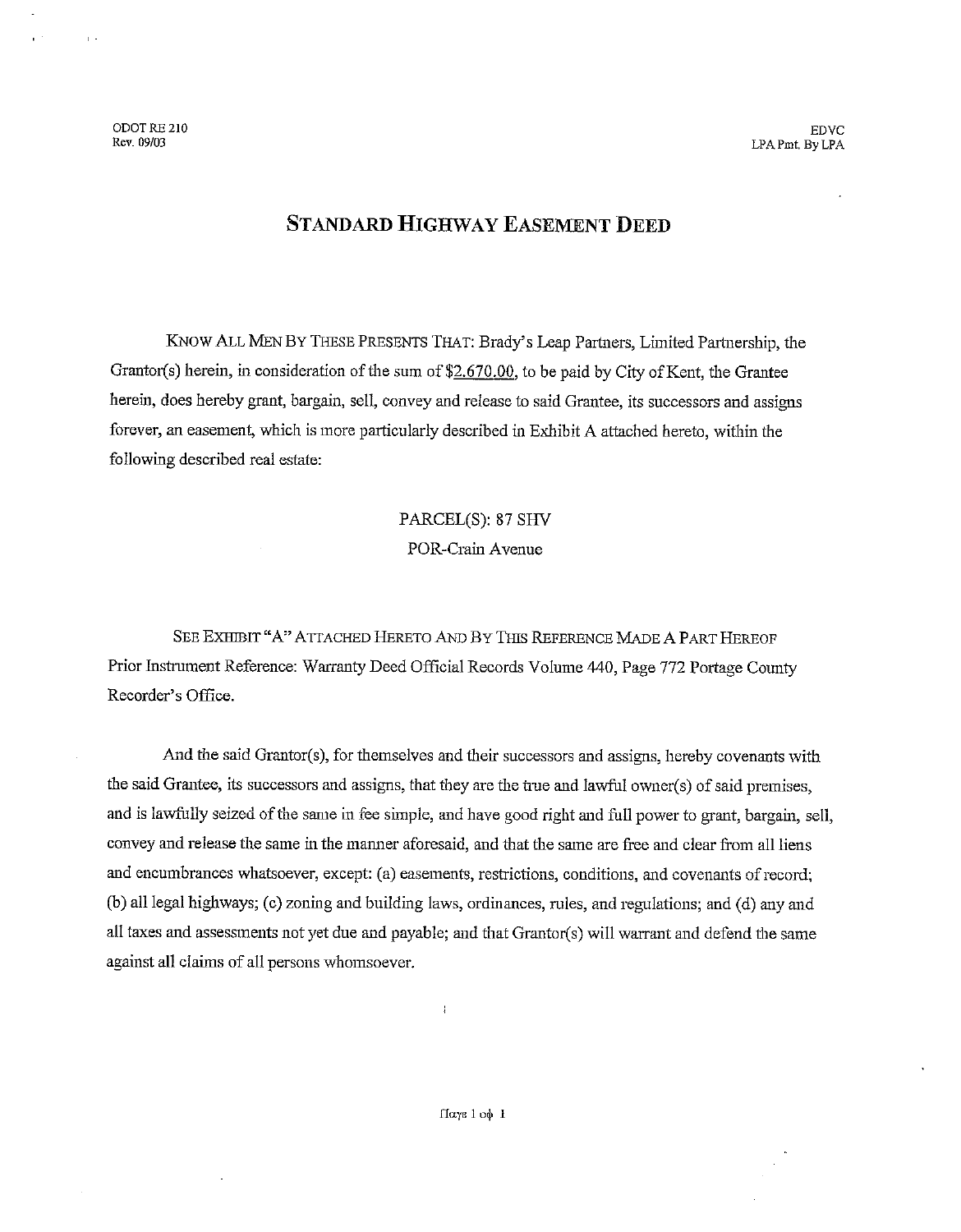ODOT RE 210
Rev. 09/03

EDVC
LPA Pmt. By LPA

# STANDARD HIGHWAY EASEMENT DEED

KNOW ALL MEN BY THESE PRESENTS THAT: Brady's Leap Partners, Limited Partnership, the Grantor(s) herein, in consideration of the sum of $2,670.00, to be paid by City of Kent, the Grantee herein, does hereby grant, bargain, sell, convey and release to said Grantee, its successors and assigns forever, an easement, which is more particularly described in Exhibit A attached hereto, within the following described real estate:

PARCEL(S): 87 SHV
POR-Crain Avenue

SEE EXHIBIT "A" ATTACHED HERETO AND BY THIS REFERENCE MADE A PART HEREOF
Prior Instrument Reference: Warranty Deed Official Records Volume 440, Page 772 Portage County Recorder's Office.

And the said Grantor(s), for themselves and their successors and assigns, hereby covenants with the said Grantee, its successors and assigns, that they are the true and lawful owner(s) of said premises, and is lawfully seized of the same in fee simple, and have good right and full power to grant, bargain, sell, convey and release the same in the manner aforesaid, and that the same are free and clear from all liens and encumbrances whatsoever, except: (a) easements, restrictions, conditions, and covenants of record; (b) all legal highways; (c) zoning and building laws, ordinances, rules, and regulations; and (d) any and all taxes and assessments not yet due and payable; and that Grantor(s) will warrant and defend the same against all claims of all persons whomsoever.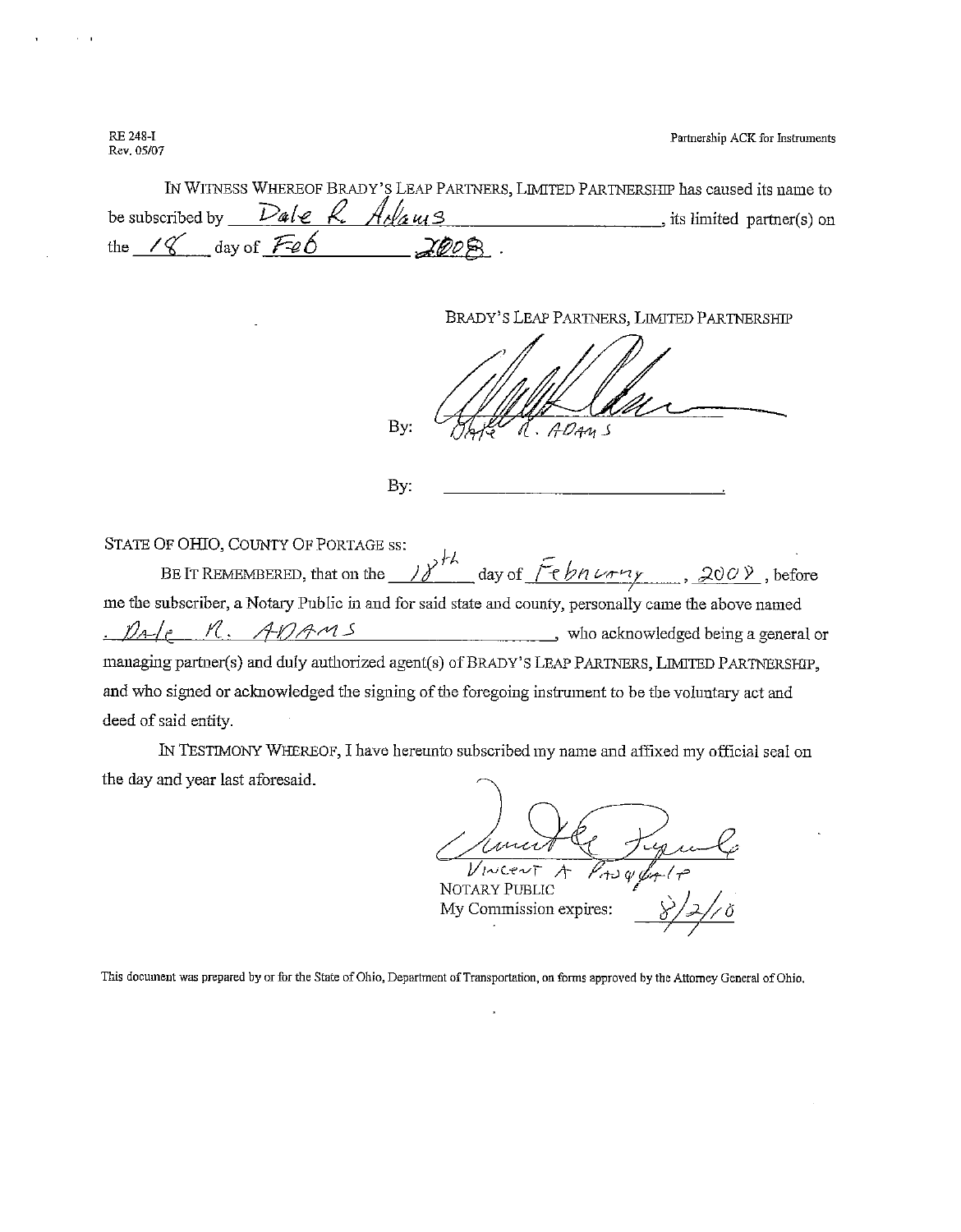RE 248-I
Rev. 05/07

Partnership ACK for Instruments

IN WITNESS WHEREOF BRADY'S LEAP PARTNERS, LIMITED PARTNERSHIP has caused its name to be subscribed by Dale R. Adams, its limited partner(s) on the 18 day of Feb 2008.

BRADY'S LEAP PARTNERS, LIMITED PARTNERSHIP

By: Dale R. Adams

By: \_\_\_\_\_\_\_\_\_\_\_\_\_\_\_\_\_\_\_\_\_\_\_\_\_\_\_\_

STATE OF OHIO, COUNTY OF PORTAGE ss:

BE IT REMEMBERED, that on the 18th day of February, 2008, before me the subscriber, a Notary Public in and for said state and county, personally came the above named Dale R. Adams, who acknowledged being a general or managing partner(s) and duly authorized agent(s) of BRADY'S LEAP PARTNERS, LIMITED PARTNERSHIP, and who signed or acknowledged the signing of the foregoing instrument to be the voluntary act and deed of said entity.

IN TESTIMONY WHEREOF, I have hereunto subscribed my name and affixed my official seal on the day and year last aforesaid.

Vincent A Pasquale
NOTARY PUBLIC
My Commission expires: 8/2/10

This document was prepared by or for the State of Ohio, Department of Transportation, on forms approved by the Attorney General of Ohio.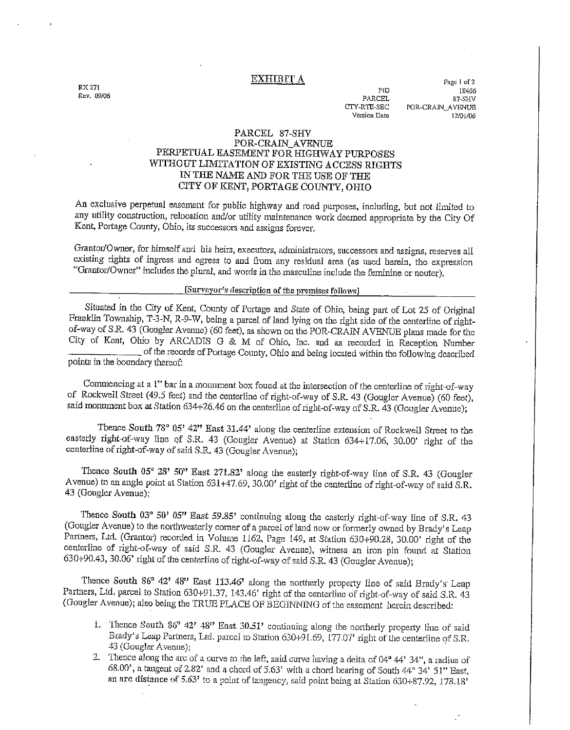RX 271
Rev. 09/06

# EXHIBIT A

| | |
|---|---|
| PID | 18466 |
| PARCEL | 87-SHV |
| CTY-RTE-SEC | POR-CRAIN_AVENUE |
| Version Date | 12/01/06 |

## PARCEL 87-SHV
## POR-CRAIN_AVENUE
## PERPETUAL EASEMENT FOR HIGHWAY PURPOSES WITHOUT LIMITATION OF EXISTING ACCESS RIGHTS IN THE NAME AND FOR THE USE OF THE CITY OF KENT, PORTAGE COUNTY, OHIO

An exclusive perpetual easement for public highway and road purposes, including, but not limited to any utility construction, relocation and/or utility maintenance work deemed appropriate by the City Of Kent, Portage County, Ohio, its successors and assigns forever.

Grantor/Owner, for himself and his heirs, executors, administrators, successors and assigns, reserves all existing rights of ingress and egress to and from any residual area (as used herein, the expression "Grantor/Owner" includes the plural, and words in the masculine include the feminine or neuter).

[Surveyor's description of the premises follows]

Situated in the City of Kent, County of Portage and State of Ohio, being part of Lot 25 of Original Franklin Township, T-3-N, R-9-W, being a parcel of land lying on the right side of the centerline of right-of-way of S.R. 43 (Gougler Avenue) (60 feet), as shown on the POR-CRAIN AVENUE plans made for the City of Kent, Ohio by ARCADIS G & M of Ohio, Inc. and as recorded in Reception Number ______________ of the records of Portage County, Ohio and being located within the following described points in the boundary thereof:

Commencing at a 1" bar in a monument box found at the intersection of the centerline of right-of-way of Rockwell Street (49.5 feet) and the centerline of right-of-way of S.R. 43 (Gougler Avenue) (60 feet), said monument box at Station 634+26.46 on the centerline of right-of-way of S.R. 43 (Gougler Avenue);

Thence South 78° 05' 42" East 31.44' along the centerline extension of Rockwell Street to the easterly right-of-way line of S.R. 43 (Gougler Avenue) at Station 634+17.06, 30.00' right of the centerline of right-of-way of said S.R. 43 (Gougler Avenue);

Thence South 05° 28' 50" East 271.82' along the easterly right-of-way line of S.R. 43 (Gougler Avenue) to an angle point at Station 631+47.69, 30.00' right of the centerline of right-of-way of said S.R. 43 (Gougler Avenue);

Thence South 03° 50' 05" East 59.85' continuing along the easterly right-of-way line of S.R. 43 (Gougler Avenue) to the northwesterly corner of a parcel of land now or formerly owned by Brady's Leap Partners, Ltd. (Grantor) recorded in Volume 1162, Page 149, at Station 630+90.28, 30.00' right of the centerline of right-of-way of said S.R. 43 (Gougler Avenue), witness an iron pin found at Station 630+90.43, 30.06' right of the centerline of right-of-way of said S.R. 43 (Gougler Avenue);

Thence South 86° 42' 48" East 113.46' along the northerly property line of said Brady's Leap Partners, Ltd. parcel to Station 630+91.37, 143.46' right of the centerline of right-of-way of said S.R. 43 (Gougler Avenue); also being the TRUE PLACE OF BEGINNING of the easement herein described:

1. Thence South 86° 42' 48" East 30.51' continuing along the northerly property line of said Brady's Leap Partners, Ltd. parcel to Station 630+91.69, 177.07' right of the centerline of S.R. 43 (Gougler Avenue);
2. Thence along the arc of a curve to the left, said curve having a delta of 04° 44' 34", a radius of 68.00', a tangent of 2.82' and a chord of 5.63' with a chord bearing of South 44° 34' 51" East, an arc distance of 5.63' to a point of tangency, said point being at Station 630+87.92, 178.18'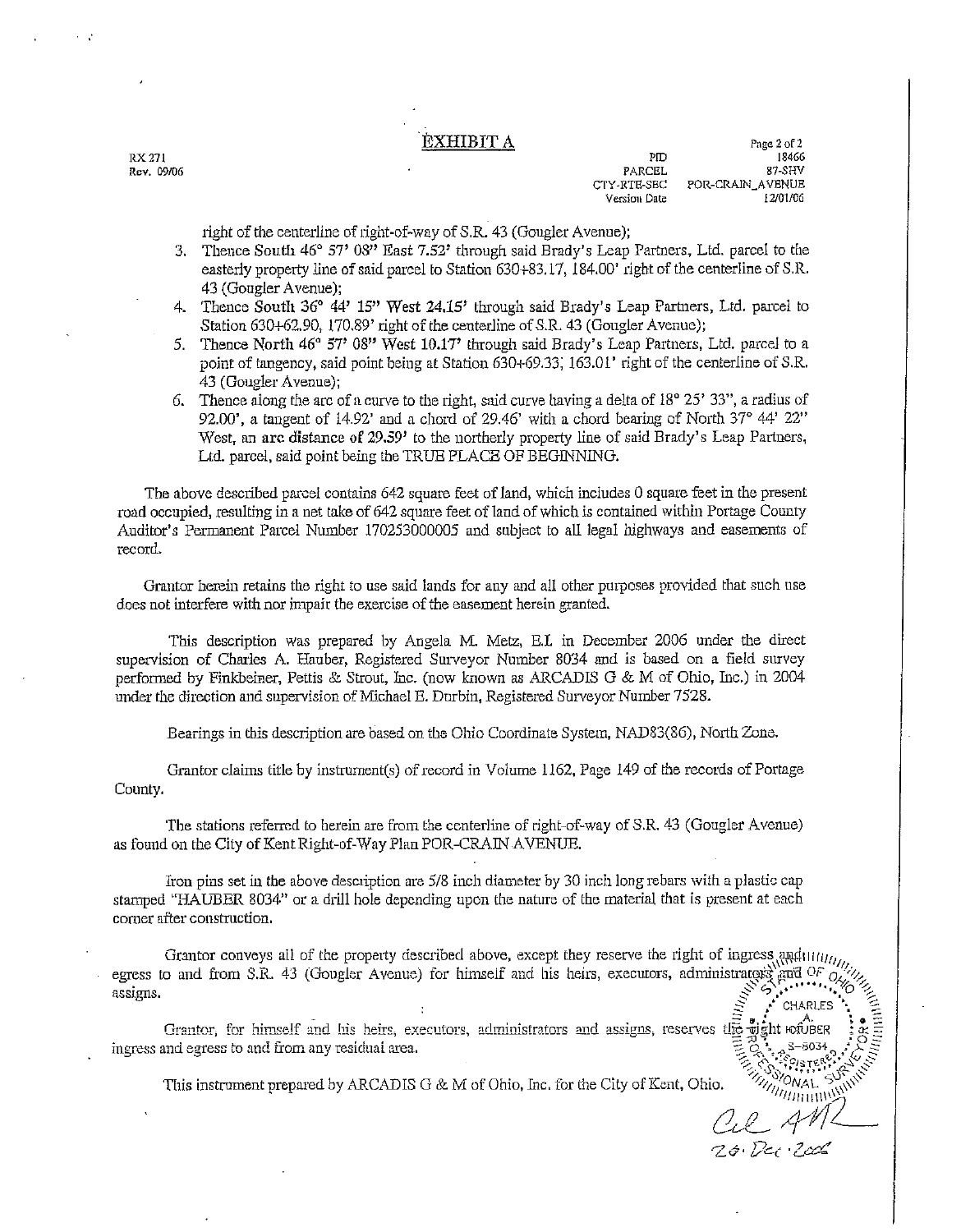# EXHIBIT A

RX 271
Rev. 09/06

| | |
|---|---|
| PID | 18466 |
| PARCEL | 87-SHV |
| CTY-RTE-SEC | POR-CRAIN_AVENUE |
| Version Date | 12/01/06 |

right of the centerline of right-of-way of S.R. 43 (Gougler Avenue);

3. Thence South 46° 57' 08" East 7.52' through said Brady's Leap Partners, Ltd. parcel to the easterly property line of said parcel to Station 630+83.17, 184.00' right of the centerline of S.R. 43 (Gougler Avenue);
4. Thence South 36° 44' 15" West 24.15' through said Brady's Leap Partners, Ltd. parcel to Station 630+62.90, 170.89' right of the centerline of S.R. 43 (Gougler Avenue);
5. Thence North 46° 57' 08" West 10.17' through said Brady's Leap Partners, Ltd. parcel to a point of tangency, said point being at Station 630+69.33; 163.01' right of the centerline of S.R. 43 (Gougler Avenue);
6. Thence along the arc of a curve to the right, said curve having a delta of 18° 25' 33", a radius of 92.00', a tangent of 14.92' and a chord of 29.46' with a chord bearing of North 37° 44' 22" West, an arc distance of 29.59' to the northerly property line of said Brady's Leap Partners, Ltd. parcel, said point being the TRUE PLACE OF BEGINNING.

The above described parcel contains 642 square feet of land, which includes 0 square feet in the present road occupied, resulting in a net take of 642 square feet of land of which is contained within Portage County Auditor's Permanent Parcel Number 170253000005 and subject to all legal highways and easements of record.

Grantor herein retains the right to use said lands for any and all other purposes provided that such use does not interfere with nor impair the exercise of the easement herein granted.

This description was prepared by Angela M. Metz, E.I. in December 2006 under the direct supervision of Charles A. Hauber, Registered Surveyor Number 8034 and is based on a field survey performed by Finkbeiner, Pettis & Strout, Inc. (now known as ARCADIS G & M of Ohio, Inc.) in 2004 under the direction and supervision of Michael E. Durbin, Registered Surveyor Number 7528.

Bearings in this description are based on the Ohio Coordinate System, NAD83(86), North Zone.

Grantor claims title by instrument(s) of record in Volume 1162, Page 149 of the records of Portage County.

The stations referred to herein are from the centerline of right-of-way of S.R. 43 (Gougler Avenue) as found on the City of Kent Right-of-Way Plan POR-CRAIN AVENUE.

Iron pins set in the above description are 5/8 inch diameter by 30 inch long rebars with a plastic cap stamped "HAUBER 8034" or a drill hole depending upon the nature of the material that is present at each corner after construction.

Grantor conveys all of the property described above, except they reserve the right of ingress and egress to and from S.R. 43 (Gougler Avenue) for himself and his heirs, executors, administrators and assigns.

Grantor, for himself and his heirs, executors, administrators and assigns, reserves the right of ingress and egress to and from any residual area.

This instrument prepared by ARCADIS G & M of Ohio, Inc. for the City of Kent, Ohio.

STATE OF OHIO — CHARLES A. HAUBER — S-8034 — REGISTERED PROFESSIONAL SURVEYOR

26 Dec 2006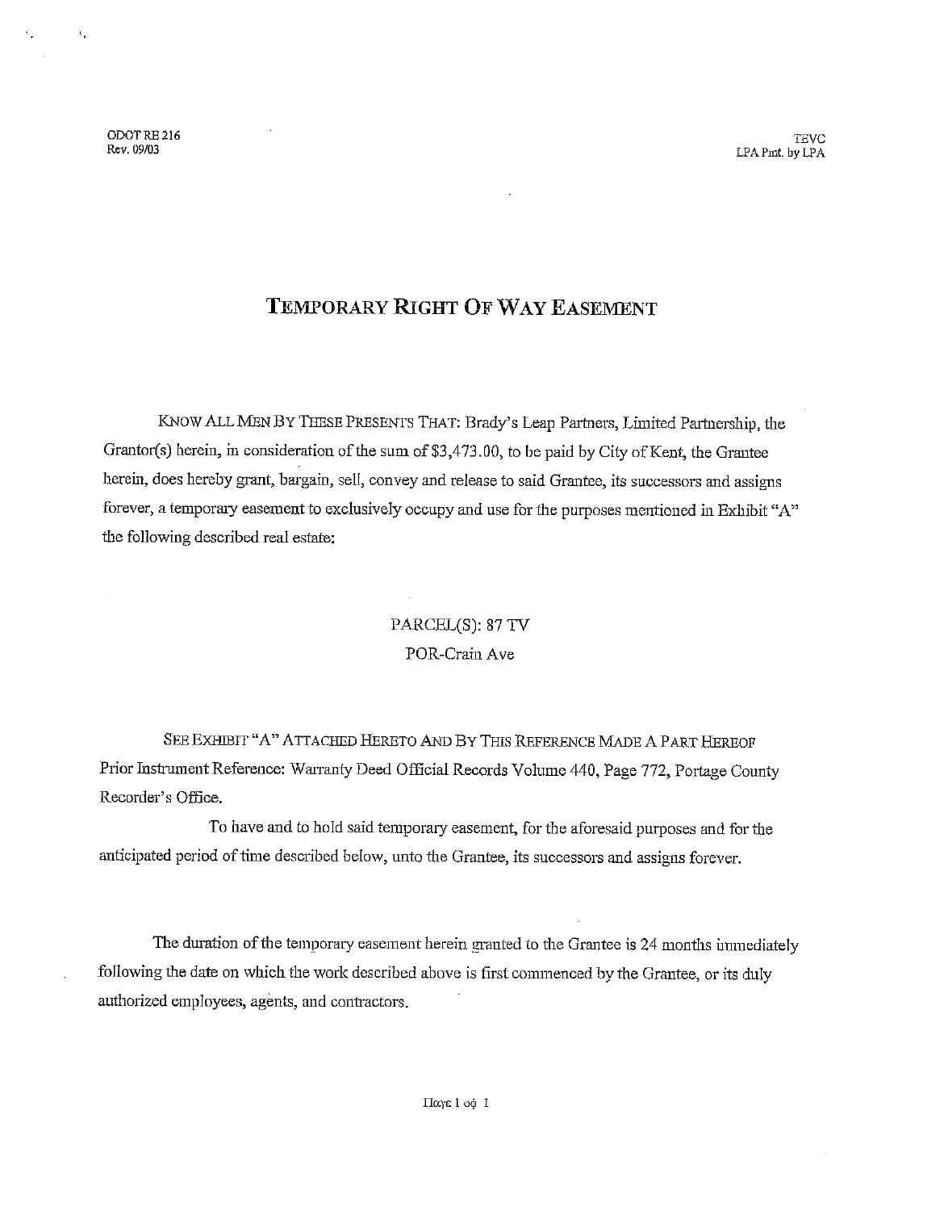ODOT RE 216
Rev. 09/03

TEVC
LPA Pmt. by LPA

# TEMPORARY RIGHT OF WAY EASEMENT

KNOW ALL MEN BY THESE PRESENTS THAT: Brady's Leap Partners, Limited Partnership, the Grantor(s) herein, in consideration of the sum of $3,473.00, to be paid by City of Kent, the Grantee herein, does hereby grant, bargain, sell, convey and release to said Grantee, its successors and assigns forever, a temporary easement to exclusively occupy and use for the purposes mentioned in Exhibit "A" the following described real estate:

PARCEL(S): 87 TV
POR-Crain Ave

SEE EXHIBIT "A" ATTACHED HERETO AND BY THIS REFERENCE MADE A PART HEREOF
Prior Instrument Reference: Warranty Deed Official Records Volume 440, Page 772, Portage County Recorder's Office.

To have and to hold said temporary easement, for the aforesaid purposes and for the anticipated period of time described below, unto the Grantee, its successors and assigns forever.

The duration of the temporary easement herein granted to the Grantee is 24 months immediately following the date on which the work described above is first commenced by the Grantee, or its duly authorized employees, agents, and contractors.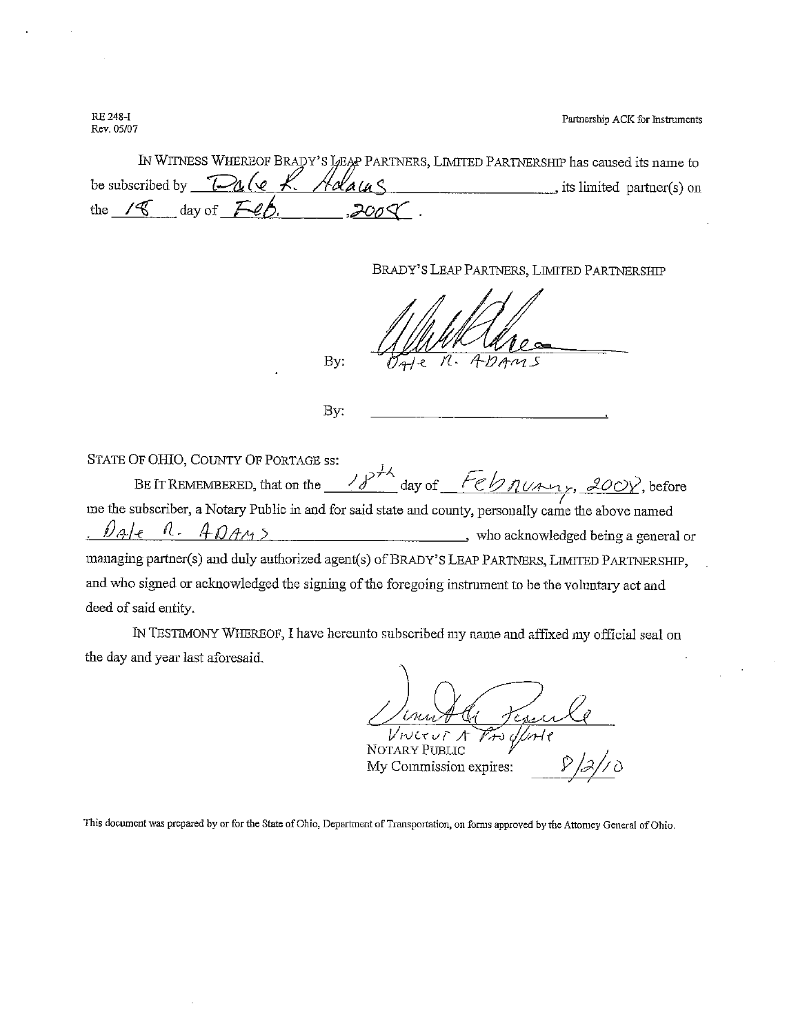RE 248-I
Rev. 05/07

Partnership ACK for Instruments

IN WITNESS WHEREOF BRADY'S LEAP PARTNERS, LIMITED PARTNERSHIP has caused its name to be subscribed by Dale R. Adams, its limited partner(s) on the 18 day of Feb. , 2008.

BRADY'S LEAP PARTNERS, LIMITED PARTNERSHIP

By: Dale R. Adams

By: ______________________.

STATE OF OHIO, COUNTY OF PORTAGE ss:

BE IT REMEMBERED, that on the 18th day of February, 2008, before me the subscriber, a Notary Public in and for said state and county, personally came the above named Dale R. Adams, who acknowledged being a general or managing partner(s) and duly authorized agent(s) of BRADY'S LEAP PARTNERS, LIMITED PARTNERSHIP, and who signed or acknowledged the signing of the foregoing instrument to be the voluntary act and deed of said entity.

IN TESTIMONY WHEREOF, I have hereunto subscribed my name and affixed my official seal on the day and year last aforesaid.

Vincent A. Pasquale
NOTARY PUBLIC
My Commission expires: 8/2/10

This document was prepared by or for the State of Ohio, Department of Transportation, on forms approved by the Attorney General of Ohio.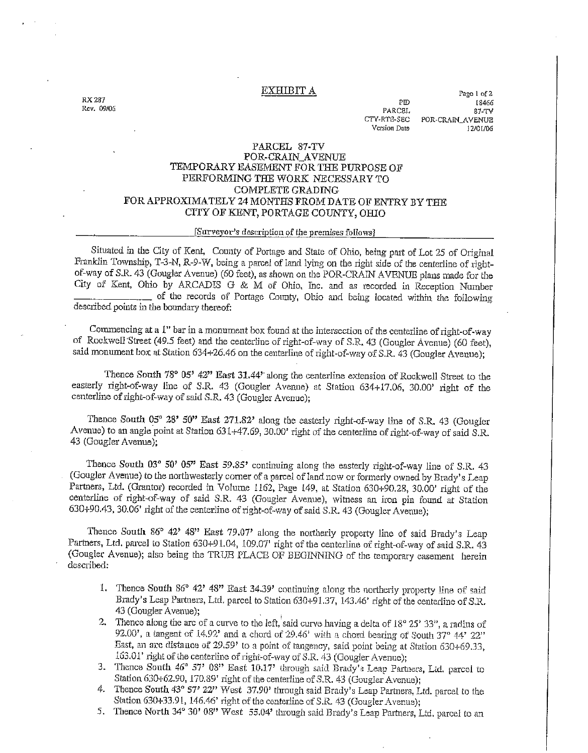# EXHIBIT A

RX 287
Rev. 09/06

| | |
|---|---|
| PID | 18466 |
| PARCEL | 87-TV |
| CTY-RTE-SEC | POR-CRAIN_AVENUE |
| Version Date | 12/01/06 |

## PARCEL 87-TV
## POR-CRAIN_AVENUE
## TEMPORARY EASEMENT FOR THE PURPOSE OF PERFORMING THE WORK NECESSARY TO COMPLETE GRADING FOR APPROXIMATELY 24 MONTHS FROM DATE OF ENTRY BY THE CITY OF KENT, PORTAGE COUNTY, OHIO

[Surveyor's description of the premises follows]

Situated in the City of Kent, County of Portage and State of Ohio, being part of Lot 25 of Original Franklin Township, T-3-N, R-9-W, being a parcel of land lying on the right side of the centerline of right-of-way of S.R. 43 (Gougler Avenue) (60 feet), as shown on the POR-CRAIN AVENUE plans made for the City of Kent, Ohio by ARCADIS G & M of Ohio, Inc. and as recorded in Reception Number _______________ of the records of Portage County, Ohio and being located within the following described points in the boundary thereof:

Commencing at a 1" bar in a monument box found at the intersection of the centerline of right-of-way of Rockwell Street (49.5 feet) and the centerline of right-of-way of S.R. 43 (Gougler Avenue) (60 feet), said monument box at Station 634+26.46 on the centerline of right-of-way of S.R. 43 (Gougler Avenue);

Thence South 78° 05' 42" East 31.44' along the centerline extension of Rockwell Street to the easterly right-of-way line of S.R. 43 (Gougler Avenue) at Station 634+17.06, 30.00' right of the centerline of right-of-way of said S.R. 43 (Gougler Avenue);

Thence South 05° 28' 50" East 271.82' along the easterly right-of-way line of S.R. 43 (Gougler Avenue) to an angle point at Station 631+47.69, 30.00' right of the centerline of right-of-way of said S.R. 43 (Gougler Avenue);

Thence South 03° 50' 05" East 59.85' continuing along the easterly right-of-way line of S.R. 43 (Gougler Avenue) to the northwesterly corner of a parcel of land now or formerly owned by Brady's Leap Partners, Ltd. (Grantor) recorded in Volume 1162, Page 149, at Station 630+90.28, 30.00' right of the centerline of right-of-way of said S.R. 43 (Gougler Avenue), witness an iron pin found at Station 630+90.43, 30.06' right of the centerline of right-of-way of said S.R. 43 (Gougler Avenue);

Thence South 86° 42' 48" East 79.07' along the northerly property line of said Brady's Leap Partners, Ltd. parcel to Station 630+91.04, 109.07' right of the centerline of right-of-way of said S.R. 43 (Gougler Avenue); also being the TRUE PLACE OF BEGINNING of the temporary easement herein described:

1. Thence South 86° 42' 48" East 34.39' continuing along the northerly property line of said Brady's Leap Partners, Ltd. parcel to Station 630+91.37, 143.46' right of the centerline of S.R. 43 (Gougler Avenue);
2. Thence along the arc of a curve to the left, said curve having a delta of 18° 25' 33", a radius of 92.00', a tangent of 14.92' and a chord of 29.46' with a chord bearing of South 37° 44' 22" East, an arc distance of 29.59' to a point of tangency, said point being at Station 630+69.33, 163.01' right of the centerline of right-of-way of S.R. 43 (Gougler Avenue);
3. Thence South 46° 57' 08" East 10.17' through said Brady's Leap Partners, Ltd. parcel to Station 630+62.90, 170.89' right of the centerline of S.R. 43 (Gougler Avenue);
4. Thence South 43° 57' 22" West 37.90' through said Brady's Leap Partners, Ltd. parcel to the Station 630+33.91, 146.46' right of the centerline of S.R. 43 (Gougler Avenue);
5. Thence North 34° 30' 08" West 55.04' through said Brady's Leap Partners, Ltd. parcel to an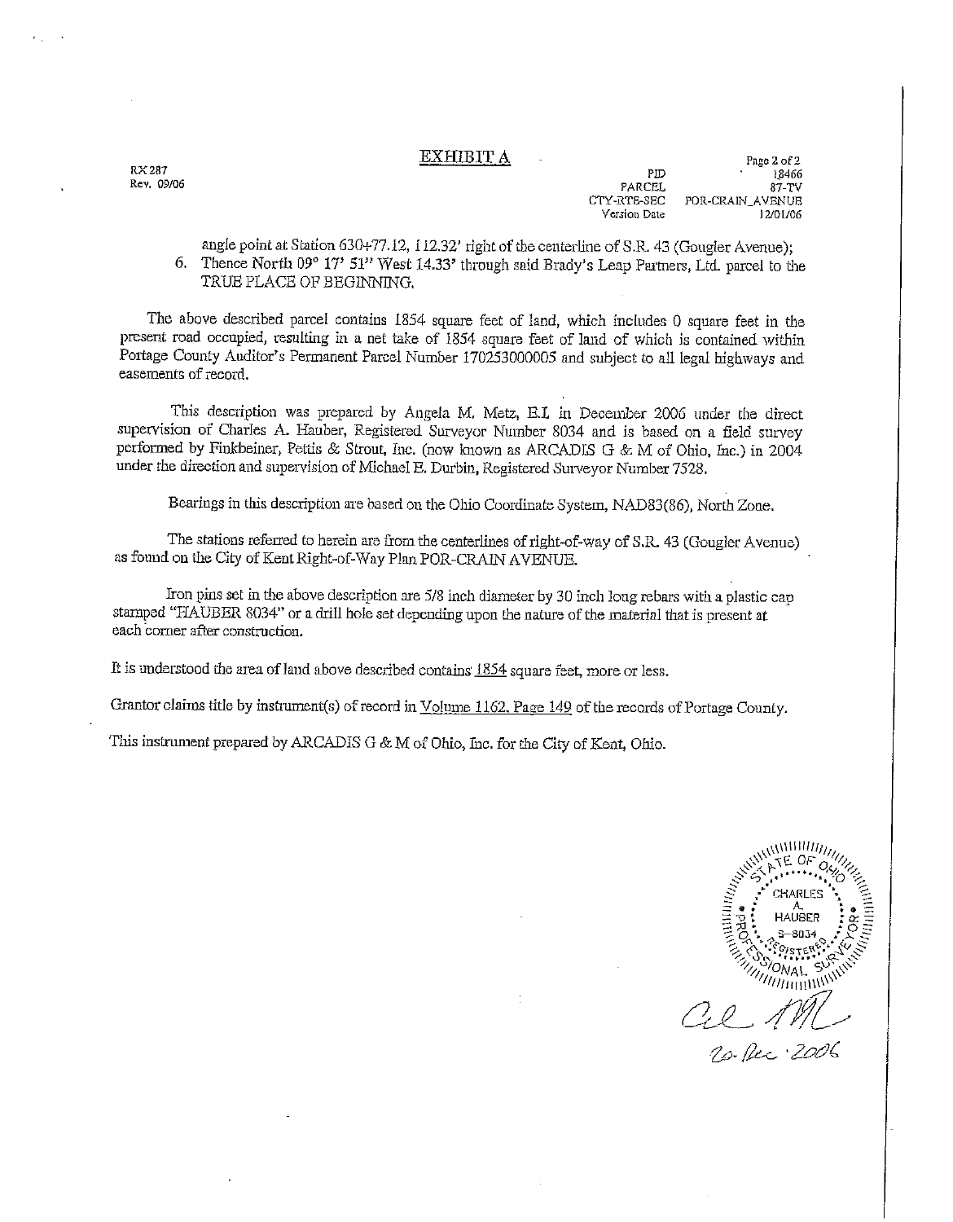# EXHIBIT A

RX 287
Rev. 09/06

| | |
|---|---|
| PID | 18466 |
| PARCEL | 87-TV |
| CTY-RTE-SEC | POR-CRAIN_AVENUE |
| Version Date | 12/01/06 |

angle point at Station 630+77.12, 112.32' right of the centerline of S.R. 43 (Gougler Avenue);

6. Thence North 09° 17' 51" West 14.33' through said Brady's Leap Partners, Ltd. parcel to the TRUE PLACE OF BEGINNING.

The above described parcel contains 1854 square feet of land, which includes 0 square feet in the present road occupied, resulting in a net take of 1854 square feet of land of which is contained within Portage County Auditor's Permanent Parcel Number 170253000005 and subject to all legal highways and easements of record.

This description was prepared by Angela M. Metz, E.I. in December 2006 under the direct supervision of Charles A. Hauber, Registered Surveyor Number 8034 and is based on a field survey performed by Finkbeiner, Pettis & Strout, Inc. (now known as ARCADIS G & M of Ohio, Inc.) in 2004 under the direction and supervision of Michael E. Durbin, Registered Surveyor Number 7528.

Bearings in this description are based on the Ohio Coordinate System, NAD83(86), North Zone.

The stations referred to herein are from the centerlines of right-of-way of S.R. 43 (Gougler Avenue) as found on the City of Kent Right-of-Way Plan POR-CRAIN AVENUE.

Iron pins set in the above description are 5/8 inch diameter by 30 inch long rebars with a plastic cap stamped "HAUBER 8034" or a drill hole set depending upon the nature of the material that is present at each corner after construction.

It is understood the area of land above described contains 1854 square feet, more or less.

Grantor claims title by instrument(s) of record in Volume 1162, Page 149 of the records of Portage County.

This instrument prepared by ARCADIS G & M of Ohio, Inc. for the City of Kent, Ohio.

STATE OF OHIO
CHARLES A. HAUBER
S-8034
REGISTERED PROFESSIONAL SURVEYOR

20 Dec 2006